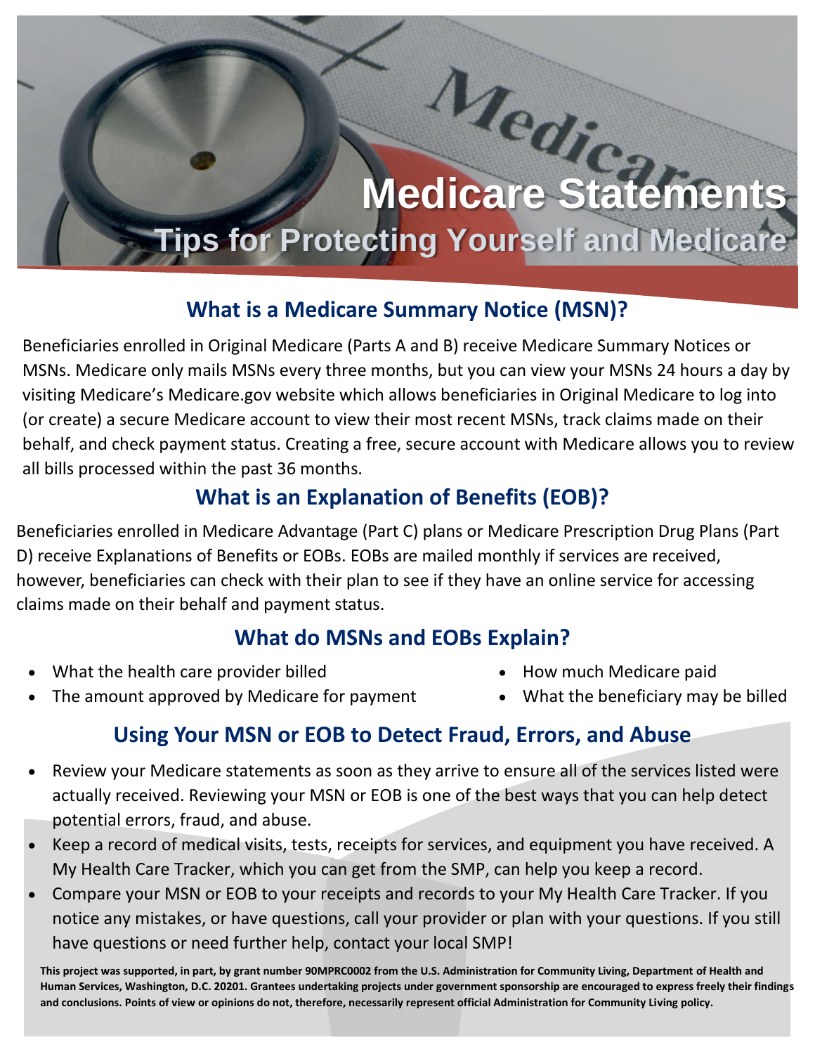# Medicare Statements

## Tips for Protecting Yourself and Medicare

### What is a Medicare Summary Notice (MSN)?

Beneficiaries enrolled in Original Medicare (Parts A and B) receive Medicare Summary Notices or MSNs. Medicare only mails MSNs every three months, but you can view your MSNs 24 hours a day by visiting Medicare's Medicare.gov website which allows beneficiaries in Original Medicare to log into (or create) a secure Medicare account to view their most recent MSNs, track claims made on their behalf, and check payment status. Creating a free, secure account with Medicare allows you to review all bills processed within the past 36 months.

### What is an Explanation of Benefits (EOB)?

Beneficiaries enrolled in Medicare Advantage (Part C) plans or Medicare Prescription Drug Plans (Part D) receive Explanations of Benefits or EOBs. EOBs are mailed monthly if services are received, however, beneficiaries can check with their plan to see if they have an online service for accessing claims made on their behalf and payment status.

### What do MSNs and EOBs Explain?

- What the health care provider billed
- The amount approved by Medicare for payment
- How much Medicare paid
- What the beneficiary may be billed

### Using Your MSN or EOB to Detect Fraud, Errors, and Abuse

- Review your Medicare statements as soon as they arrive to ensure all of the services listed were actually received. Reviewing your MSN or EOB is one of the best ways that you can help detect potential errors, fraud, and abuse.
- Keep a record of medical visits, tests, receipts for services, and equipment you have received. A My Health Care Tracker, which you can get from the SMP, can help you keep a record.
- Compare your MSN or EOB to your receipts and records to your My Health Care Tracker. If you notice any mistakes, or have questions, call your provider or plan with your questions. If you still have questions or need further help, contact your local SMP!

**This project was supported, in part, by grant number 90MPRC0002 from the U.S. Administration for Community Living, Department of Health and Human Services, Washington, D.C. 20201. Grantees undertaking projects under government sponsorship are encouraged to express freely their findings and conclusions. Points of view or opinions do not, therefore, necessarily represent official Administration for Community Living policy.**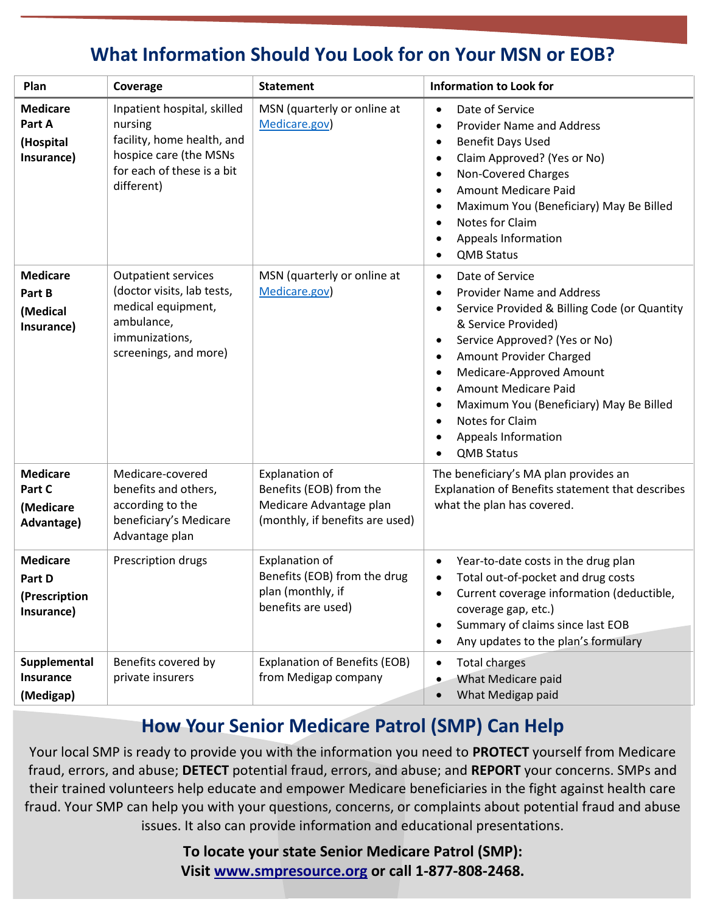## What Information Should You Look for on Your MSN or EOB?

| Plan | Coverage | Statement | Information to Look for |
|---|---|---|---|
| **Medicare Part A (Hospital Insurance)** | Inpatient hospital, skilled nursing facility, home health, and hospice care (the MSNs for each of these is a bit different) | MSN (quarterly or online at Medicare.gov) | • Date of Service<br>• Provider Name and Address<br>• Benefit Days Used<br>• Claim Approved? (Yes or No)<br>• Non-Covered Charges<br>• Amount Medicare Paid<br>• Maximum You (Beneficiary) May Be Billed<br>• Notes for Claim<br>• Appeals Information<br>• QMB Status |
| **Medicare Part B (Medical Insurance)** | Outpatient services (doctor visits, lab tests, medical equipment, ambulance, immunizations, screenings, and more) | MSN (quarterly or online at Medicare.gov) | • Date of Service<br>• Provider Name and Address<br>• Service Provided & Billing Code (or Quantity & Service Provided)<br>• Service Approved? (Yes or No)<br>• Amount Provider Charged<br>• Medicare-Approved Amount<br>• Amount Medicare Paid<br>• Maximum You (Beneficiary) May Be Billed<br>• Notes for Claim<br>• Appeals Information<br>• QMB Status |
| **Medicare Part C (Medicare Advantage)** | Medicare-covered benefits and others, according to the beneficiary's Medicare Advantage plan | Explanation of Benefits (EOB) from the Medicare Advantage plan (monthly, if benefits are used) | The beneficiary's MA plan provides an Explanation of Benefits statement that describes what the plan has covered. |
| **Medicare Part D (Prescription Insurance)** | Prescription drugs | Explanation of Benefits (EOB) from the drug plan (monthly, if benefits are used) | • Year-to-date costs in the drug plan<br>• Total out-of-pocket and drug costs<br>• Current coverage information (deductible, coverage gap, etc.)<br>• Summary of claims since last EOB<br>• Any updates to the plan's formulary |
| **Supplemental Insurance (Medigap)** | Benefits covered by private insurers | Explanation of Benefits (EOB) from Medigap company | • Total charges<br>• What Medicare paid<br>• What Medigap paid |

## How Your Senior Medicare Patrol (SMP) Can Help

Your local SMP is ready to provide you with the information you need to **PROTECT** yourself from Medicare fraud, errors, and abuse; **DETECT** potential fraud, errors, and abuse; and **REPORT** your concerns. SMPs and their trained volunteers help educate and empower Medicare beneficiaries in the fight against health care fraud. Your SMP can help you with your questions, concerns, or complaints about potential fraud and abuse issues. It also can provide information and educational presentations.

**To locate your state Senior Medicare Patrol (SMP):**
**Visit www.smpresource.org or call 1-877-808-2468.**